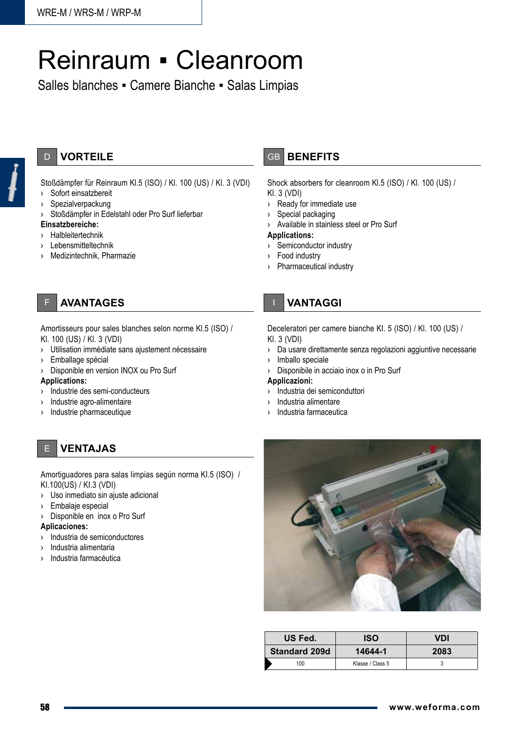# Reinraum ▪ Cleanroom

Salles blanches ▪ Camere Bianche ▪ Salas Limpias

## D VORTEILE

Stoßdämpfer für Reinraum Kl.5 (ISO) / Kl. 100 (US) / Kl. 3 (VDI)

- Sofort einsatzbereit
- Spezialverpackung
- Stoßdämpfer in Edelstahl oder Pro Surf lieferbar

**Einsatzbereiche:**

- Halbleitertechnik
- Lebensmitteltechnik
- Medizintechnik, Pharmazie

## GB BENEFITS

Shock absorbers for cleanroom Kl.5 (ISO) / Kl. 100 (US) / Kl. 3 (VDI)

- Ready for immediate use
- Special packaging
- Available in stainless steel or Pro Surf

**Applications:**

- Semiconductor industry
- Food industry
- Pharmaceutical industry

## F AVANTAGES

Amortisseurs pour sales blanches selon norme Kl.5 (ISO) / Kl. 100 (US) / Kl. 3 (VDI)

- Utilisation immédiate sans ajustement nécessaire
- Emballage spécial
- Disponible en version INOX ou Pro Surf

**Applications:**

- Industrie des semi-conducteurs
- Industrie agro-alimentaire
- Industrie pharmaceutique

## I VANTAGGI

Deceleratori per camere bianche Kl. 5 (ISO) / Kl. 100 (US) / Kl. 3 (VDI)

- Da usare direttamente senza regolazioni aggiuntive necessarie
- Imballo speciale
- Disponibile in acciaio inox o in Pro Surf

**Applicazioni:**

- Industria dei semiconduttori
- Industria alimentare
- Industria farmaceutica

## E VENTAJAS

Amortiguadores para salas limpias según norma Kl.5 (ISO) / Kl.100(US) / Kl.3 (VDI)

- Uso inmediato sin ajuste adicional
- Embalaje especial
- Disponible en inox o Pro Surf

**Aplicaciones:**

- Industria de semiconductores
- Industria alimentaria
- Industria farmacéutica

| US Fed. Standard 209d | ISO 14644-1 | VDI 2083 |
|---|---|---|
| 100 | Klasse / Class 5 | 3 |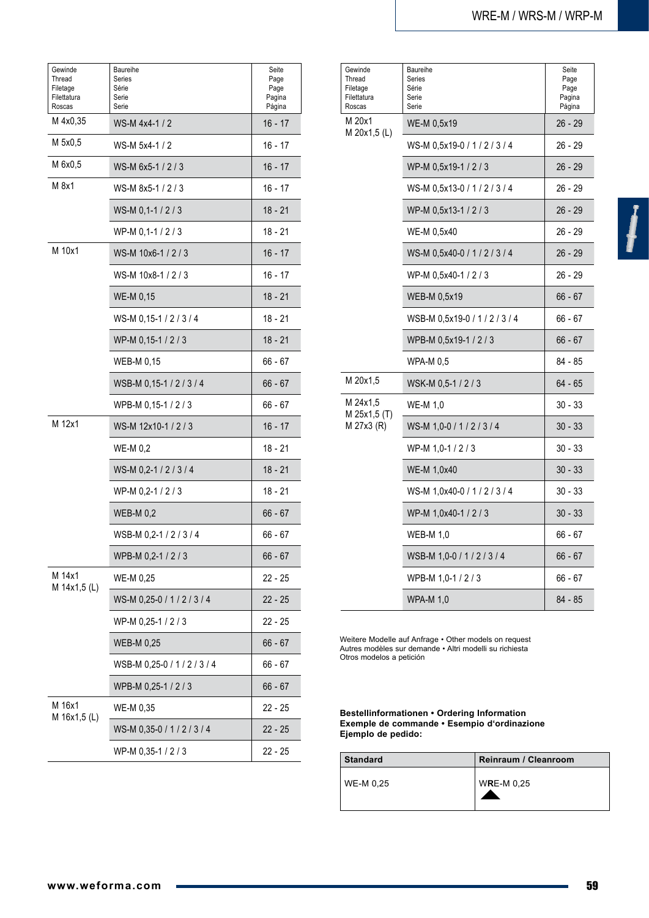| Gewinde<br>Thread<br>Filetage<br>Filettatura<br>Roscas | Baureihe<br>Series<br>Série<br>Serie<br>Serie | Seite<br>Page<br>Page<br>Pagina<br>Página |
|---|---|---|
| M 4x0,35 | WS-M 4x4-1 / 2 | 16 - 17 |
| M 5x0,5 | WS-M 5x4-1 / 2 | 16 - 17 |
| M 6x0,5 | WS-M 6x5-1 / 2 / 3 | 16 - 17 |
| M 8x1 | WS-M 8x5-1 / 2 / 3 | 16 - 17 |
| | WS-M 0,1-1 / 2 / 3 | 18 - 21 |
| | WP-M 0,1-1 / 2 / 3 | 18 - 21 |
| M 10x1 | WS-M 10x6-1 / 2 / 3 | 16 - 17 |
| | WS-M 10x8-1 / 2 / 3 | 16 - 17 |
| | WE-M 0,15 | 18 - 21 |
| | WS-M 0,15-1 / 2 / 3 / 4 | 18 - 21 |
| | WP-M 0,15-1 / 2 / 3 | 18 - 21 |
| | WEB-M 0,15 | 66 - 67 |
| | WSB-M 0,15-1 / 2 / 3 / 4 | 66 - 67 |
| | WPB-M 0,15-1 / 2 / 3 | 66 - 67 |
| M 12x1 | WS-M 12x10-1 / 2 / 3 | 16 - 17 |
| | WE-M 0,2 | 18 - 21 |
| | WS-M 0,2-1 / 2 / 3 / 4 | 18 - 21 |
| | WP-M 0,2-1 / 2 / 3 | 18 - 21 |
| | WEB-M 0,2 | 66 - 67 |
| | WSB-M 0,2-1 / 2 / 3 / 4 | 66 - 67 |
| | WPB-M 0,2-1 / 2 / 3 | 66 - 67 |
| M 14x1<br>M 14x1,5 (L) | WE-M 0,25 | 22 - 25 |
| | WS-M 0,25-0 / 1 / 2 / 3 / 4 | 22 - 25 |
| | WP-M 0,25-1 / 2 / 3 | 22 - 25 |
| | WEB-M 0,25 | 66 - 67 |
| | WSB-M 0,25-0 / 1 / 2 / 3 / 4 | 66 - 67 |
| | WPB-M 0,25-1 / 2 / 3 | 66 - 67 |
| M 16x1<br>M 16x1,5 (L) | WE-M 0,35 | 22 - 25 |
| | WS-M 0,35-0 / 1 / 2 / 3 / 4 | 22 - 25 |
| | WP-M 0,35-1 / 2 / 3 | 22 - 25 |

| Gewinde<br>Thread<br>Filetage<br>Filettatura<br>Roscas | Baureihe<br>Series<br>Série<br>Serie<br>Serie | Seite<br>Page<br>Page<br>Pagina<br>Página |
|---|---|---|
| M 20x1<br>M 20x1,5 (L) | WE-M 0,5x19 | 26 - 29 |
| | WS-M 0,5x19-0 / 1 / 2 / 3 / 4 | 26 - 29 |
| | WP-M 0,5x19-1 / 2 / 3 | 26 - 29 |
| | WS-M 0,5x13-0 / 1 / 2 / 3 / 4 | 26 - 29 |
| | WP-M 0,5x13-1 / 2 / 3 | 26 - 29 |
| | WE-M 0,5x40 | 26 - 29 |
| | WS-M 0,5x40-0 / 1 / 2 / 3 / 4 | 26 - 29 |
| | WP-M 0,5x40-1 / 2 / 3 | 26 - 29 |
| | WEB-M 0,5x19 | 66 - 67 |
| | WSB-M 0,5x19-0 / 1 / 2 / 3 / 4 | 66 - 67 |
| | WPB-M 0,5x19-1 / 2 / 3 | 66 - 67 |
| | WPA-M 0,5 | 84 - 85 |
| M 20x1,5 | WSK-M 0,5-1 / 2 / 3 | 64 - 65 |
| M 24x1,5<br>M 25x1,5 (T)<br>M 27x3 (R) | WE-M 1,0 | 30 - 33 |
| | WS-M 1,0-0 / 1 / 2 / 3 / 4 | 30 - 33 |
| | WP-M 1,0-1 / 2 / 3 | 30 - 33 |
| | WE-M 1,0x40 | 30 - 33 |
| | WS-M 1,0x40-0 / 1 / 2 / 3 / 4 | 30 - 33 |
| | WP-M 1,0x40-1 / 2 / 3 | 30 - 33 |
| | WEB-M 1,0 | 66 - 67 |
| | WSB-M 1,0-0 / 1 / 2 / 3 / 4 | 66 - 67 |
| | WPB-M 1,0-1 / 2 / 3 | 66 - 67 |
| | WPA-M 1,0 | 84 - 85 |

Weitere Modelle auf Anfrage • Other models on request
Autres modèles sur demande • Altri modelli su richiesta
Otros modelos a petición

**Bestellinformationen • Ordering Information**
**Exemple de commande • Esempio d'ordinazione**
**Ejemplo de pedido:**

| Standard | Reinraum / Cleanroom |
|---|---|
| WE-M 0,25 | W**R**E-M 0,25 |